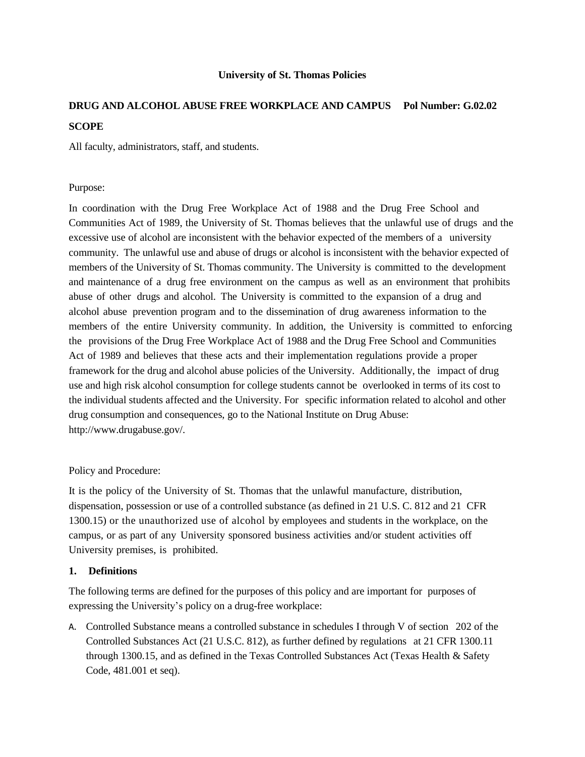**University of St. Thomas Policies**

**DRUG AND ALCOHOL ABUSE FREE WORKPLACE AND CAMPUS Pol Number: G.02.02**

**SCOPE**

All faculty, administrators, staff, and students.

Purpose:

In coordination with the Drug Free Workplace Act of 1988 and the Drug Free School and Communities Act of 1989, the University of St. Thomas believes that the unlawful use of drugs and the excessive use of alcohol are inconsistent with the behavior expected of the members of a university community. The unlawful use and abuse of drugs or alcohol is inconsistent with the behavior expected of members of the University of St. Thomas community. The University is committed to the development and maintenance of a drug free environment on the campus as well as an environment that prohibits abuse of other drugs and alcohol. The University is committed to the expansion of a drug and alcohol abuse prevention program and to the dissemination of drug awareness information to the members of the entire University community. In addition, the University is committed to enforcing the provisions of the Drug Free Workplace Act of 1988 and the Drug Free School and Communities Act of 1989 and believes that these acts and their implementation regulations provide a proper framework for the drug and alcohol abuse policies of the University. Additionally, the impact of drug use and high risk alcohol consumption for college students cannot be overlooked in terms of its cost to the individual students affected and the University. For specific information related to alcohol and other drug consumption and consequences, go to the National Institute on Drug Abuse: http://www.drugabuse.gov/.

Policy and Procedure:

It is the policy of the University of St. Thomas that the unlawful manufacture, distribution, dispensation, possession or use of a controlled substance (as defined in 21 U.S. C. 812 and 21 CFR 1300.15) or the unauthorized use of alcohol by employees and students in the workplace, on the campus, or as part of any University sponsored business activities and/or student activities off University premises, is prohibited.

**1. Definitions**

The following terms are defined for the purposes of this policy and are important for purposes of expressing the University's policy on a drug-free workplace:

A. Controlled Substance means a controlled substance in schedules I through V of section 202 of the Controlled Substances Act (21 U.S.C. 812), as further defined by regulations at 21 CFR 1300.11 through 1300.15, and as defined in the Texas Controlled Substances Act (Texas Health & Safety Code, 481.001 et seq).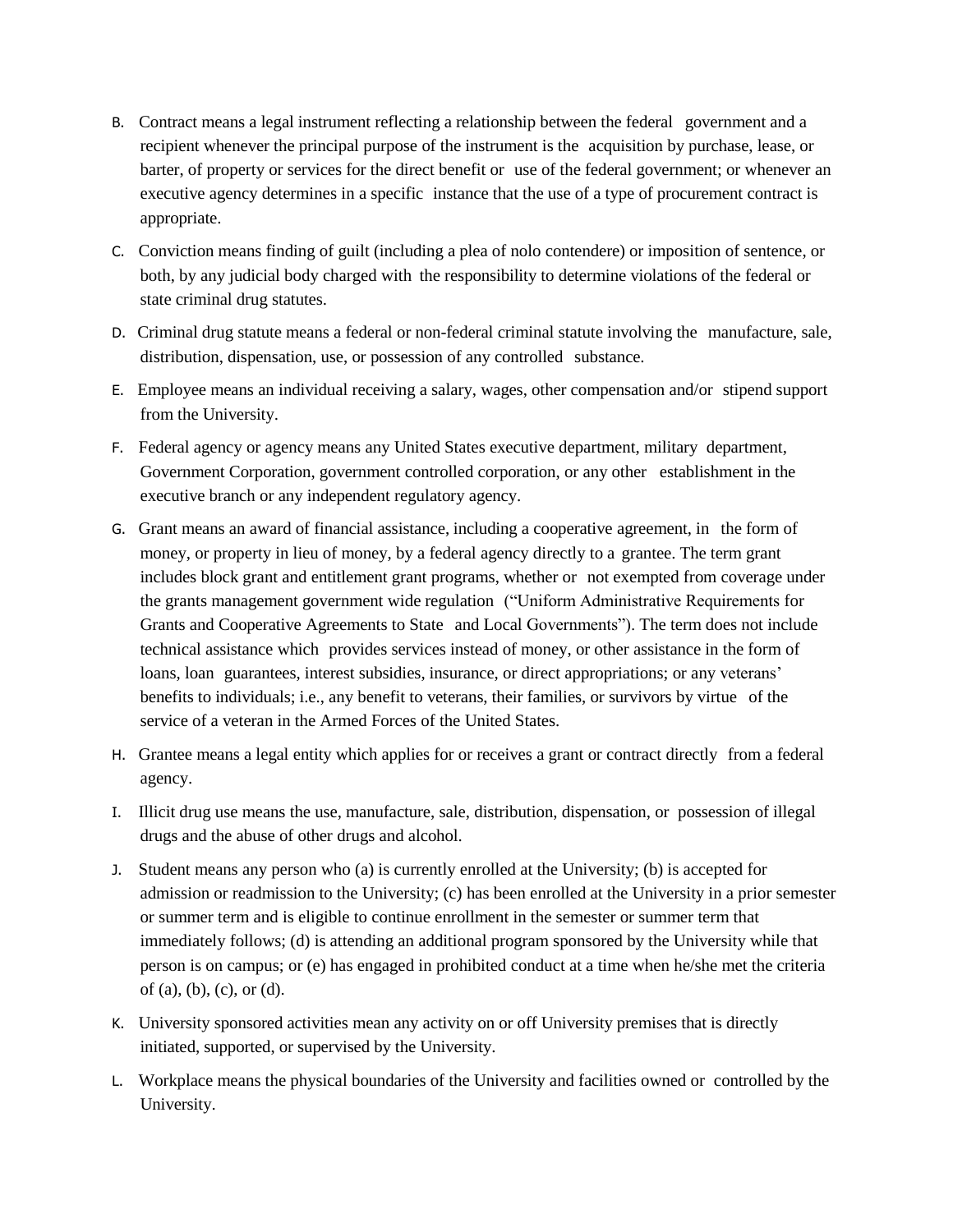B. Contract means a legal instrument reflecting a relationship between the federal government and a recipient whenever the principal purpose of the instrument is the acquisition by purchase, lease, or barter, of property or services for the direct benefit or use of the federal government; or whenever an executive agency determines in a specific instance that the use of a type of procurement contract is appropriate.

C. Conviction means finding of guilt (including a plea of nolo contendere) or imposition of sentence, or both, by any judicial body charged with the responsibility to determine violations of the federal or state criminal drug statutes.

D. Criminal drug statute means a federal or non-federal criminal statute involving the manufacture, sale, distribution, dispensation, use, or possession of any controlled substance.

E. Employee means an individual receiving a salary, wages, other compensation and/or stipend support from the University.

F. Federal agency or agency means any United States executive department, military department, Government Corporation, government controlled corporation, or any other establishment in the executive branch or any independent regulatory agency.

G. Grant means an award of financial assistance, including a cooperative agreement, in the form of money, or property in lieu of money, by a federal agency directly to a grantee. The term grant includes block grant and entitlement grant programs, whether or not exempted from coverage under the grants management government wide regulation ("Uniform Administrative Requirements for Grants and Cooperative Agreements to State and Local Governments"). The term does not include technical assistance which provides services instead of money, or other assistance in the form of loans, loan guarantees, interest subsidies, insurance, or direct appropriations; or any veterans' benefits to individuals; i.e., any benefit to veterans, their families, or survivors by virtue of the service of a veteran in the Armed Forces of the United States.

H. Grantee means a legal entity which applies for or receives a grant or contract directly from a federal agency.

I. Illicit drug use means the use, manufacture, sale, distribution, dispensation, or possession of illegal drugs and the abuse of other drugs and alcohol.

J. Student means any person who (a) is currently enrolled at the University; (b) is accepted for admission or readmission to the University; (c) has been enrolled at the University in a prior semester or summer term and is eligible to continue enrollment in the semester or summer term that immediately follows; (d) is attending an additional program sponsored by the University while that person is on campus; or (e) has engaged in prohibited conduct at a time when he/she met the criteria of (a), (b), (c), or (d).

K. University sponsored activities mean any activity on or off University premises that is directly initiated, supported, or supervised by the University.

L. Workplace means the physical boundaries of the University and facilities owned or controlled by the University.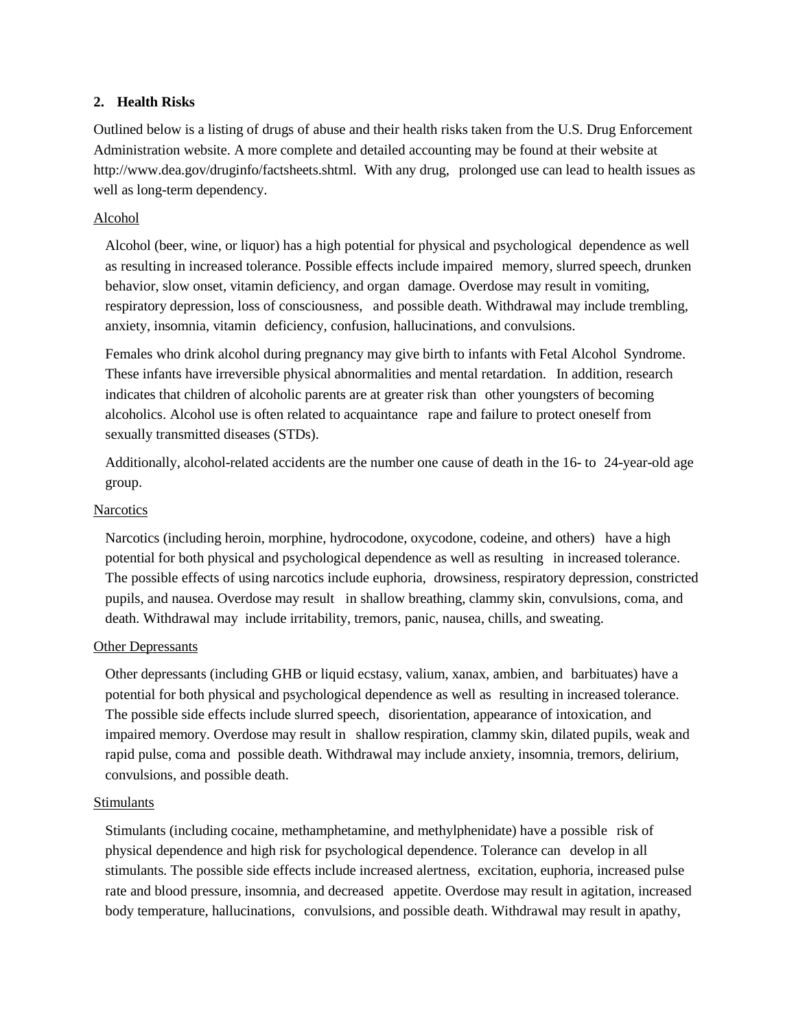**2. Health Risks**

Outlined below is a listing of drugs of abuse and their health risks taken from the U.S. Drug Enforcement Administration website. A more complete and detailed accounting may be found at their website at http://www.dea.gov/druginfo/factsheets.shtml. With any drug, prolonged use can lead to health issues as well as long-term dependency.

Alcohol

Alcohol (beer, wine, or liquor) has a high potential for physical and psychological dependence as well as resulting in increased tolerance. Possible effects include impaired memory, slurred speech, drunken behavior, slow onset, vitamin deficiency, and organ damage. Overdose may result in vomiting, respiratory depression, loss of consciousness, and possible death. Withdrawal may include trembling, anxiety, insomnia, vitamin deficiency, confusion, hallucinations, and convulsions.

Females who drink alcohol during pregnancy may give birth to infants with Fetal Alcohol Syndrome. These infants have irreversible physical abnormalities and mental retardation. In addition, research indicates that children of alcoholic parents are at greater risk than other youngsters of becoming alcoholics. Alcohol use is often related to acquaintance rape and failure to protect oneself from sexually transmitted diseases (STDs).

Additionally, alcohol-related accidents are the number one cause of death in the 16- to 24-year-old age group.

Narcotics

Narcotics (including heroin, morphine, hydrocodone, oxycodone, codeine, and others) have a high potential for both physical and psychological dependence as well as resulting in increased tolerance. The possible effects of using narcotics include euphoria, drowsiness, respiratory depression, constricted pupils, and nausea. Overdose may result in shallow breathing, clammy skin, convulsions, coma, and death. Withdrawal may include irritability, tremors, panic, nausea, chills, and sweating.

Other Depressants

Other depressants (including GHB or liquid ecstasy, valium, xanax, ambien, and barbituates) have a potential for both physical and psychological dependence as well as resulting in increased tolerance. The possible side effects include slurred speech, disorientation, appearance of intoxication, and impaired memory. Overdose may result in shallow respiration, clammy skin, dilated pupils, weak and rapid pulse, coma and possible death. Withdrawal may include anxiety, insomnia, tremors, delirium, convulsions, and possible death.

Stimulants

Stimulants (including cocaine, methamphetamine, and methylphenidate) have a possible risk of physical dependence and high risk for psychological dependence. Tolerance can develop in all stimulants. The possible side effects include increased alertness, excitation, euphoria, increased pulse rate and blood pressure, insomnia, and decreased appetite. Overdose may result in agitation, increased body temperature, hallucinations, convulsions, and possible death. Withdrawal may result in apathy,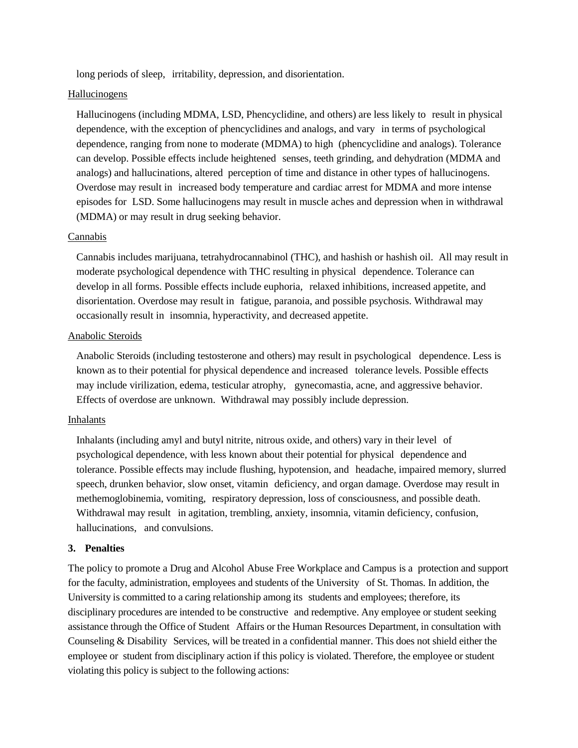long periods of sleep, irritability, depression, and disorientation.

Hallucinogens

Hallucinogens (including MDMA, LSD, Phencyclidine, and others) are less likely to result in physical dependence, with the exception of phencyclidines and analogs, and vary in terms of psychological dependence, ranging from none to moderate (MDMA) to high (phencyclidine and analogs). Tolerance can develop. Possible effects include heightened senses, teeth grinding, and dehydration (MDMA and analogs) and hallucinations, altered perception of time and distance in other types of hallucinogens. Overdose may result in increased body temperature and cardiac arrest for MDMA and more intense episodes for LSD. Some hallucinogens may result in muscle aches and depression when in withdrawal (MDMA) or may result in drug seeking behavior.

Cannabis

Cannabis includes marijuana, tetrahydrocannabinol (THC), and hashish or hashish oil. All may result in moderate psychological dependence with THC resulting in physical dependence. Tolerance can develop in all forms. Possible effects include euphoria, relaxed inhibitions, increased appetite, and disorientation. Overdose may result in fatigue, paranoia, and possible psychosis. Withdrawal may occasionally result in insomnia, hyperactivity, and decreased appetite.

Anabolic Steroids

Anabolic Steroids (including testosterone and others) may result in psychological dependence. Less is known as to their potential for physical dependence and increased tolerance levels. Possible effects may include virilization, edema, testicular atrophy, gynecomastia, acne, and aggressive behavior. Effects of overdose are unknown. Withdrawal may possibly include depression.

Inhalants

Inhalants (including amyl and butyl nitrite, nitrous oxide, and others) vary in their level of psychological dependence, with less known about their potential for physical dependence and tolerance. Possible effects may include flushing, hypotension, and headache, impaired memory, slurred speech, drunken behavior, slow onset, vitamin deficiency, and organ damage. Overdose may result in methemoglobinemia, vomiting, respiratory depression, loss of consciousness, and possible death. Withdrawal may result in agitation, trembling, anxiety, insomnia, vitamin deficiency, confusion, hallucinations, and convulsions.

**3. Penalties**

The policy to promote a Drug and Alcohol Abuse Free Workplace and Campus is a protection and support for the faculty, administration, employees and students of the University of St. Thomas. In addition, the University is committed to a caring relationship among its students and employees; therefore, its disciplinary procedures are intended to be constructive and redemptive. Any employee or student seeking assistance through the Office of Student Affairs or the Human Resources Department, in consultation with Counseling & Disability Services, will be treated in a confidential manner. This does not shield either the employee or student from disciplinary action if this policy is violated. Therefore, the employee or student violating this policy is subject to the following actions: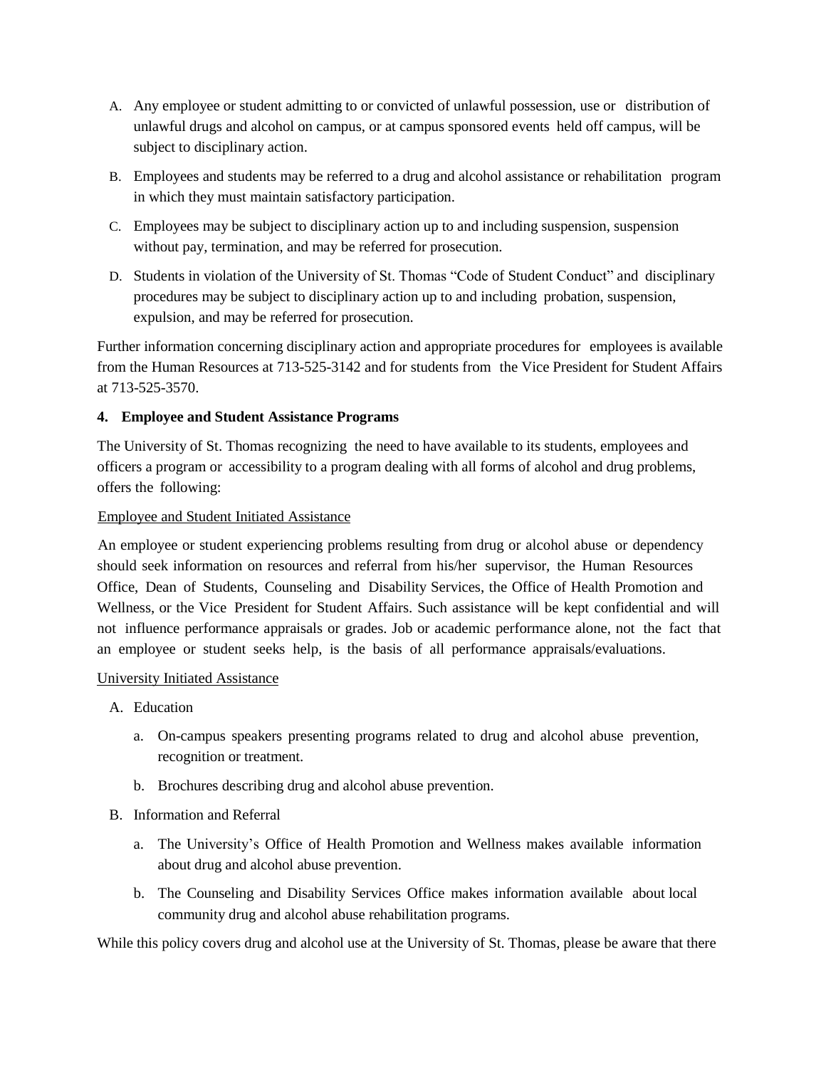A. Any employee or student admitting to or convicted of unlawful possession, use or distribution of unlawful drugs and alcohol on campus, or at campus sponsored events held off campus, will be subject to disciplinary action.

B. Employees and students may be referred to a drug and alcohol assistance or rehabilitation program in which they must maintain satisfactory participation.

C. Employees may be subject to disciplinary action up to and including suspension, suspension without pay, termination, and may be referred for prosecution.

D. Students in violation of the University of St. Thomas "Code of Student Conduct" and disciplinary procedures may be subject to disciplinary action up to and including probation, suspension, expulsion, and may be referred for prosecution.

Further information concerning disciplinary action and appropriate procedures for employees is available from the Human Resources at 713-525-3142 and for students from the Vice President for Student Affairs at 713-525-3570.

**4. Employee and Student Assistance Programs**

The University of St. Thomas recognizing the need to have available to its students, employees and officers a program or accessibility to a program dealing with all forms of alcohol and drug problems, offers the following:

Employee and Student Initiated Assistance

An employee or student experiencing problems resulting from drug or alcohol abuse or dependency should seek information on resources and referral from his/her supervisor, the Human Resources Office, Dean of Students, Counseling and Disability Services, the Office of Health Promotion and Wellness, or the Vice President for Student Affairs. Such assistance will be kept confidential and will not influence performance appraisals or grades. Job or academic performance alone, not the fact that an employee or student seeks help, is the basis of all performance appraisals/evaluations.

University Initiated Assistance

A. Education
   a. On-campus speakers presenting programs related to drug and alcohol abuse prevention, recognition or treatment.
   b. Brochures describing drug and alcohol abuse prevention.

B. Information and Referral
   a. The University's Office of Health Promotion and Wellness makes available information about drug and alcohol abuse prevention.
   b. The Counseling and Disability Services Office makes information available about local community drug and alcohol abuse rehabilitation programs.

While this policy covers drug and alcohol use at the University of St. Thomas, please be aware that there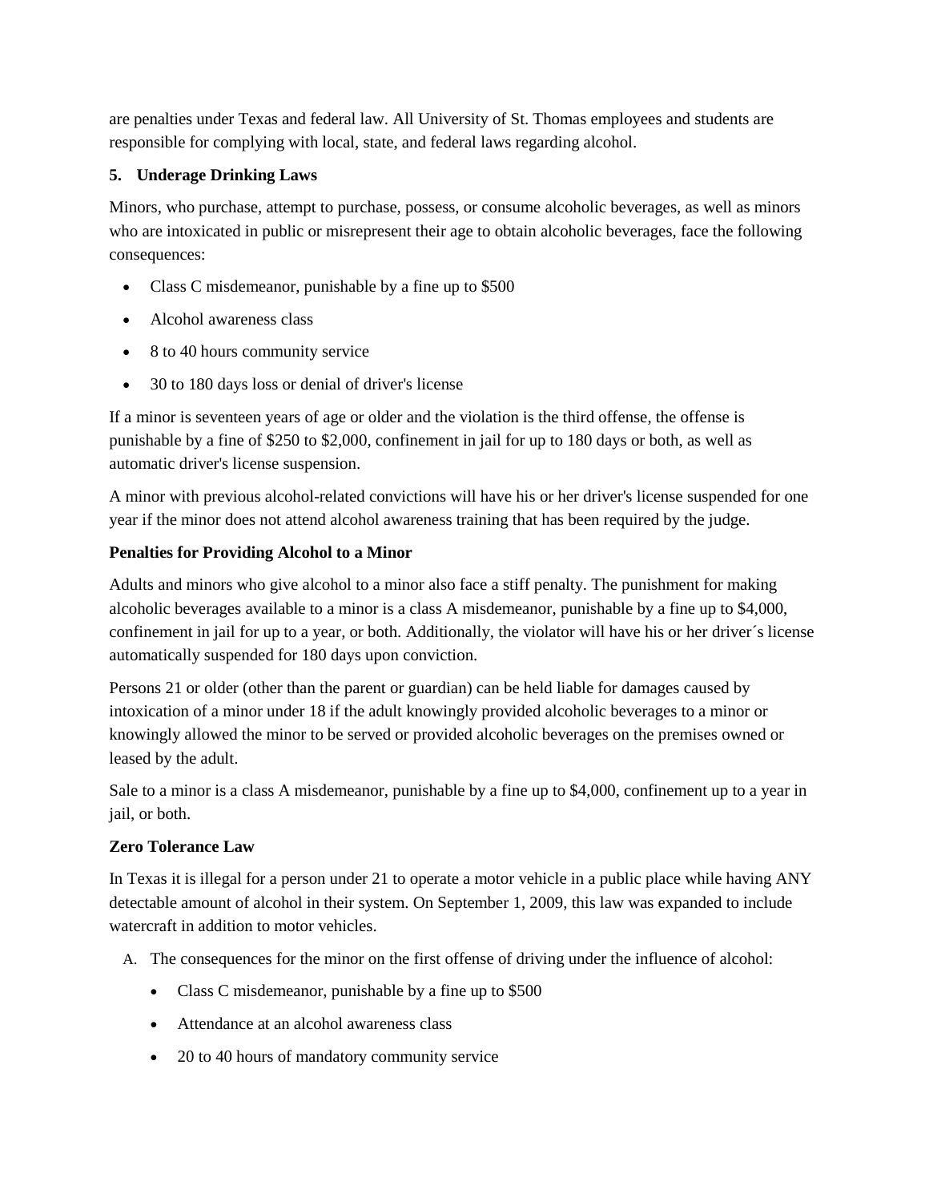are penalties under Texas and federal law. All University of St. Thomas employees and students are responsible for complying with local, state, and federal laws regarding alcohol.

**5. Underage Drinking Laws**

Minors, who purchase, attempt to purchase, possess, or consume alcoholic beverages, as well as minors who are intoxicated in public or misrepresent their age to obtain alcoholic beverages, face the following consequences:

- Class C misdemeanor, punishable by a fine up to $500
- Alcohol awareness class
- 8 to 40 hours community service
- 30 to 180 days loss or denial of driver's license

If a minor is seventeen years of age or older and the violation is the third offense, the offense is punishable by a fine of $250 to $2,000, confinement in jail for up to 180 days or both, as well as automatic driver's license suspension.

A minor with previous alcohol-related convictions will have his or her driver's license suspended for one year if the minor does not attend alcohol awareness training that has been required by the judge.

**Penalties for Providing Alcohol to a Minor**

Adults and minors who give alcohol to a minor also face a stiff penalty. The punishment for making alcoholic beverages available to a minor is a class A misdemeanor, punishable by a fine up to $4,000, confinement in jail for up to a year, or both. Additionally, the violator will have his or her driver´s license automatically suspended for 180 days upon conviction.

Persons 21 or older (other than the parent or guardian) can be held liable for damages caused by intoxication of a minor under 18 if the adult knowingly provided alcoholic beverages to a minor or knowingly allowed the minor to be served or provided alcoholic beverages on the premises owned or leased by the adult.

Sale to a minor is a class A misdemeanor, punishable by a fine up to $4,000, confinement up to a year in jail, or both.

**Zero Tolerance Law**

In Texas it is illegal for a person under 21 to operate a motor vehicle in a public place while having ANY detectable amount of alcohol in their system. On September 1, 2009, this law was expanded to include watercraft in addition to motor vehicles.

A. The consequences for the minor on the first offense of driving under the influence of alcohol:
   - Class C misdemeanor, punishable by a fine up to $500
   - Attendance at an alcohol awareness class
   - 20 to 40 hours of mandatory community service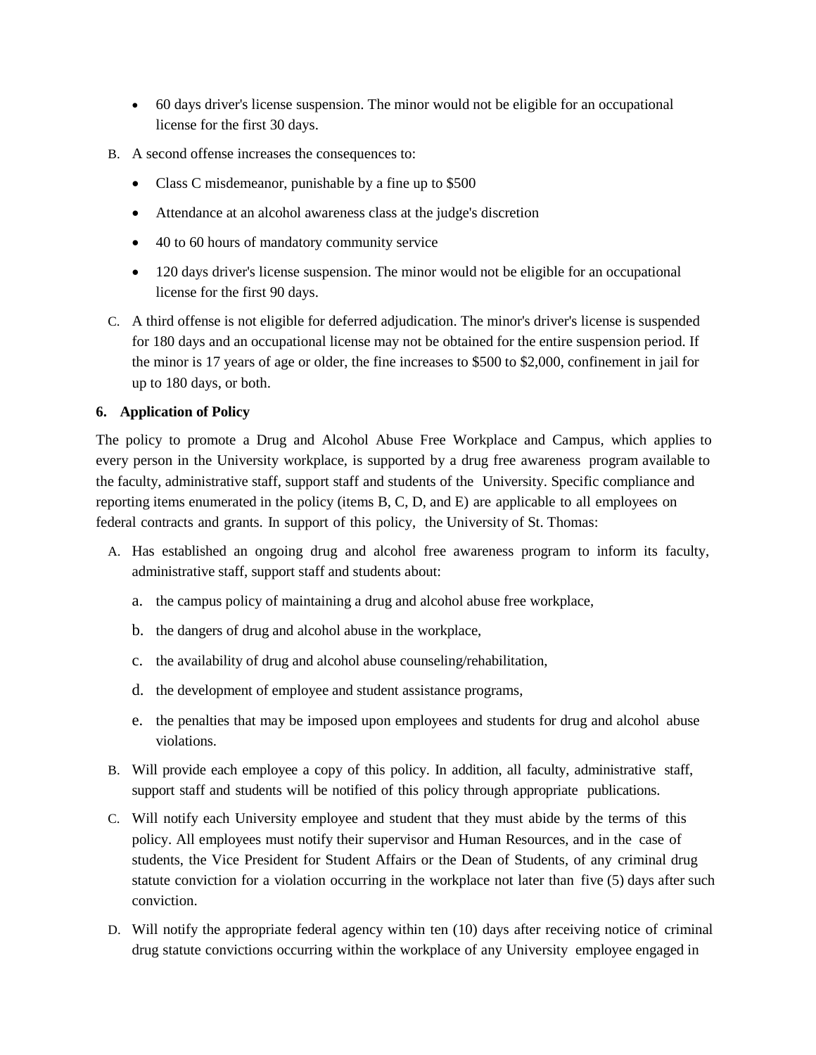- 60 days driver's license suspension. The minor would not be eligible for an occupational license for the first 30 days.

B. A second offense increases the consequences to:

- Class C misdemeanor, punishable by a fine up to $500
- Attendance at an alcohol awareness class at the judge's discretion
- 40 to 60 hours of mandatory community service
- 120 days driver's license suspension. The minor would not be eligible for an occupational license for the first 90 days.

C. A third offense is not eligible for deferred adjudication. The minor's driver's license is suspended for 180 days and an occupational license may not be obtained for the entire suspension period. If the minor is 17 years of age or older, the fine increases to $500 to $2,000, confinement in jail for up to 180 days, or both.

**6. Application of Policy**

The policy to promote a Drug and Alcohol Abuse Free Workplace and Campus, which applies to every person in the University workplace, is supported by a drug free awareness program available to the faculty, administrative staff, support staff and students of the University. Specific compliance and reporting items enumerated in the policy (items B, C, D, and E) are applicable to all employees on federal contracts and grants. In support of this policy, the University of St. Thomas:

A. Has established an ongoing drug and alcohol free awareness program to inform its faculty, administrative staff, support staff and students about:

   a. the campus policy of maintaining a drug and alcohol abuse free workplace,

   b. the dangers of drug and alcohol abuse in the workplace,

   c. the availability of drug and alcohol abuse counseling/rehabilitation,

   d. the development of employee and student assistance programs,

   e. the penalties that may be imposed upon employees and students for drug and alcohol abuse violations.

B. Will provide each employee a copy of this policy. In addition, all faculty, administrative staff, support staff and students will be notified of this policy through appropriate publications.

C. Will notify each University employee and student that they must abide by the terms of this policy. All employees must notify their supervisor and Human Resources, and in the case of students, the Vice President for Student Affairs or the Dean of Students, of any criminal drug statute conviction for a violation occurring in the workplace not later than five (5) days after such conviction.

D. Will notify the appropriate federal agency within ten (10) days after receiving notice of criminal drug statute convictions occurring within the workplace of any University employee engaged in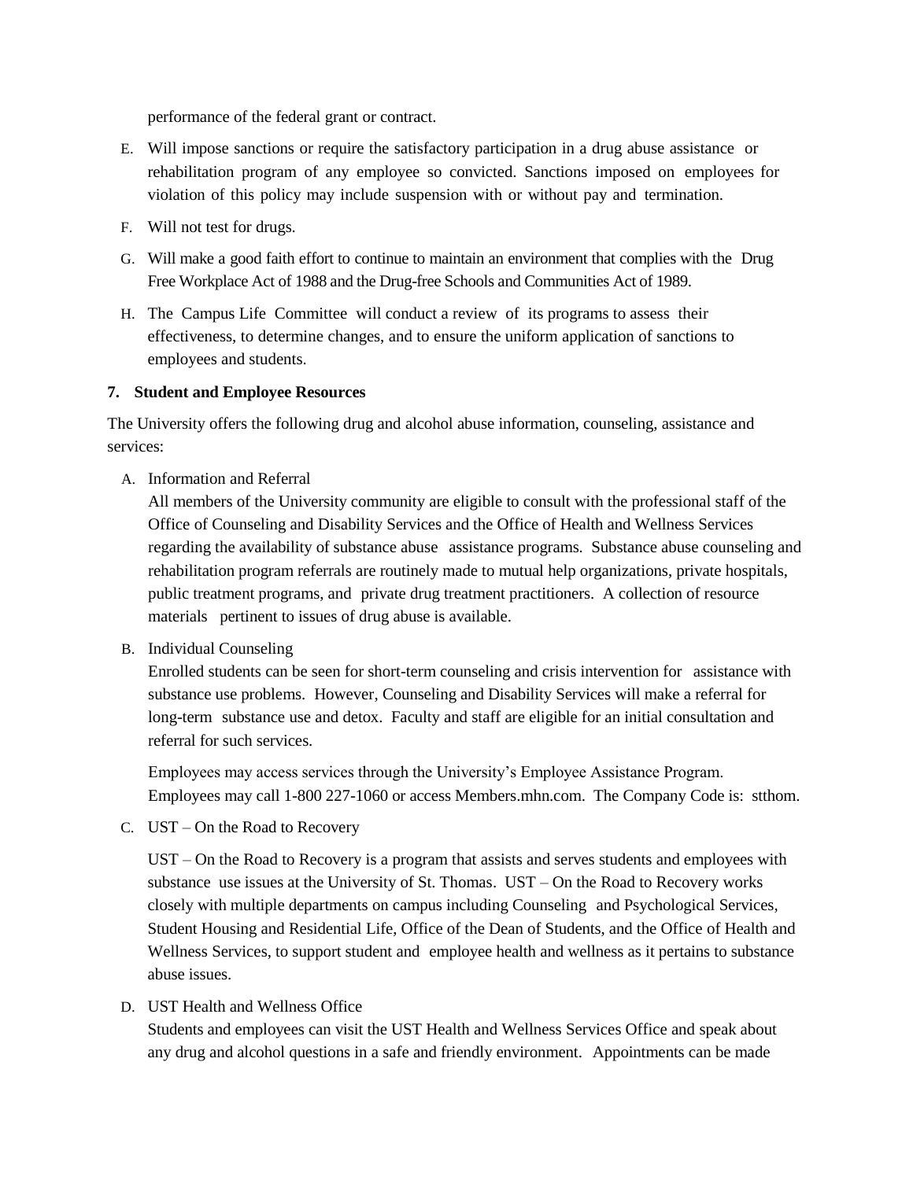performance of the federal grant or contract.

E. Will impose sanctions or require the satisfactory participation in a drug abuse assistance or rehabilitation program of any employee so convicted. Sanctions imposed on employees for violation of this policy may include suspension with or without pay and termination.

F. Will not test for drugs.

G. Will make a good faith effort to continue to maintain an environment that complies with the Drug Free Workplace Act of 1988 and the Drug-free Schools and Communities Act of 1989.

H. The Campus Life Committee will conduct a review of its programs to assess their effectiveness, to determine changes, and to ensure the uniform application of sanctions to employees and students.

**7. Student and Employee Resources**

The University offers the following drug and alcohol abuse information, counseling, assistance and services:

A. Information and Referral

   All members of the University community are eligible to consult with the professional staff of the Office of Counseling and Disability Services and the Office of Health and Wellness Services regarding the availability of substance abuse assistance programs. Substance abuse counseling and rehabilitation program referrals are routinely made to mutual help organizations, private hospitals, public treatment programs, and private drug treatment practitioners. A collection of resource materials pertinent to issues of drug abuse is available.

B. Individual Counseling

   Enrolled students can be seen for short-term counseling and crisis intervention for assistance with substance use problems. However, Counseling and Disability Services will make a referral for long-term substance use and detox. Faculty and staff are eligible for an initial consultation and referral for such services.

   Employees may access services through the University's Employee Assistance Program. Employees may call 1-800 227-1060 or access Members.mhn.com. The Company Code is: stthom.

C. UST – On the Road to Recovery

   UST – On the Road to Recovery is a program that assists and serves students and employees with substance use issues at the University of St. Thomas. UST – On the Road to Recovery works closely with multiple departments on campus including Counseling and Psychological Services, Student Housing and Residential Life, Office of the Dean of Students, and the Office of Health and Wellness Services, to support student and employee health and wellness as it pertains to substance abuse issues.

D. UST Health and Wellness Office

   Students and employees can visit the UST Health and Wellness Services Office and speak about any drug and alcohol questions in a safe and friendly environment. Appointments can be made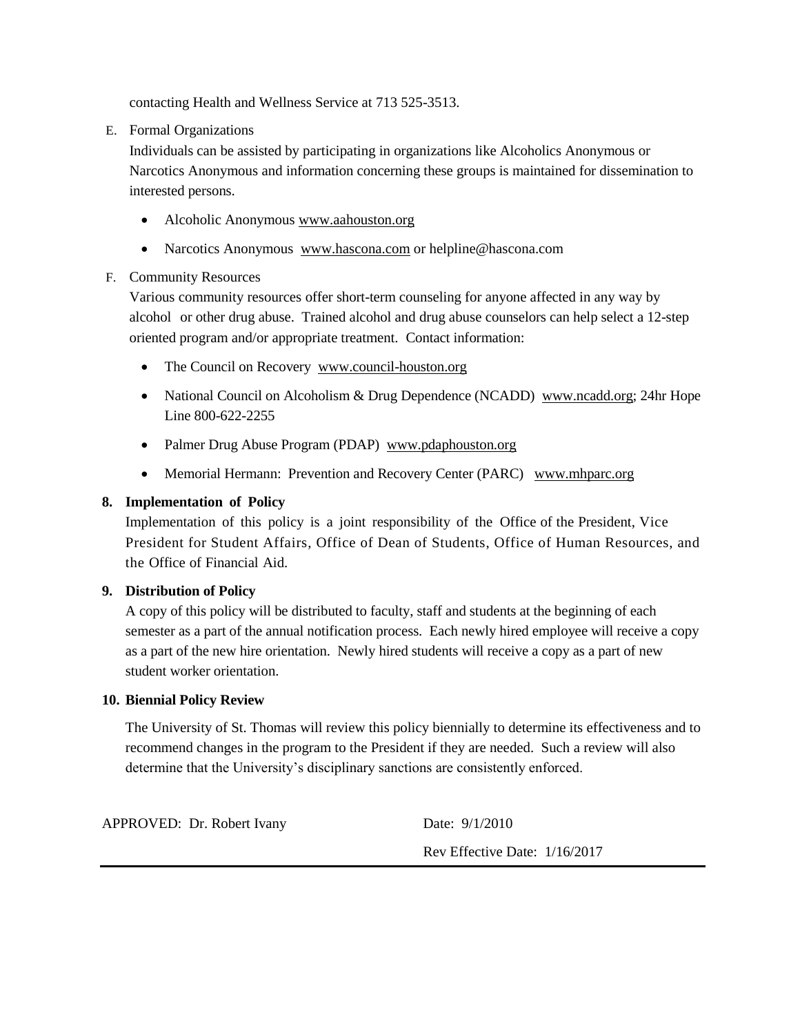contacting Health and Wellness Service at 713 525-3513.

E. Formal Organizations

Individuals can be assisted by participating in organizations like Alcoholics Anonymous or Narcotics Anonymous and information concerning these groups is maintained for dissemination to interested persons.

- Alcoholic Anonymous www.aahouston.org
- Narcotics Anonymous www.hascona.com or helpline@hascona.com

F. Community Resources

Various community resources offer short-term counseling for anyone affected in any way by alcohol or other drug abuse. Trained alcohol and drug abuse counselors can help select a 12-step oriented program and/or appropriate treatment. Contact information:

- The Council on Recovery www.council-houston.org
- National Council on Alcoholism & Drug Dependence (NCADD) www.ncadd.org; 24hr Hope Line 800-622-2255
- Palmer Drug Abuse Program (PDAP) www.pdaphouston.org
- Memorial Hermann: Prevention and Recovery Center (PARC) www.mhparc.org

**8. Implementation of Policy**

Implementation of this policy is a joint responsibility of the Office of the President, Vice President for Student Affairs, Office of Dean of Students, Office of Human Resources, and the Office of Financial Aid.

**9. Distribution of Policy**

A copy of this policy will be distributed to faculty, staff and students at the beginning of each semester as a part of the annual notification process. Each newly hired employee will receive a copy as a part of the new hire orientation. Newly hired students will receive a copy as a part of new student worker orientation.

**10. Biennial Policy Review**

The University of St. Thomas will review this policy biennially to determine its effectiveness and to recommend changes in the program to the President if they are needed. Such a review will also determine that the University's disciplinary sanctions are consistently enforced.

APPROVED: Dr. Robert Ivany

Date: 9/1/2010

Rev Effective Date: 1/16/2017